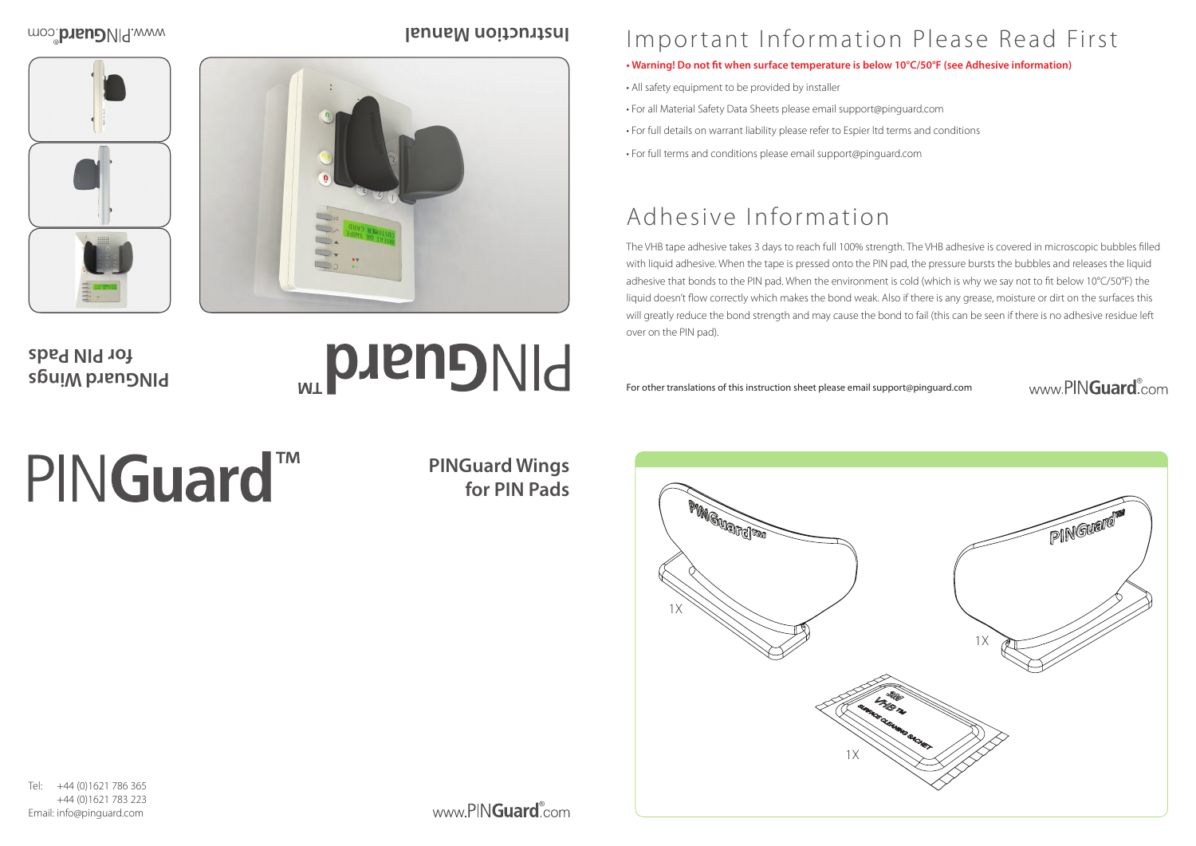# Important Information Please Read First

- **Warning! Do not fit when surface temperature is below 10°C/50°F (see Adhesive information)**
- All safety equipment to be provided by installer
- For all Material Safety Data Sheets please email support@pinguard.com
- For full details on warrant liability please refer to Espier ltd terms and conditions
- For full terms and conditions please email support@pinguard.com

# Adhesive Information

The VHB tape adhesive takes 3 days to reach full 100% strength. The VHB adhesive is covered in microscopic bubbles filled with liquid adhesive. When the tape is pressed onto the PIN pad, the pressure bursts the bubbles and releases the liquid adhesive that bonds to the PIN pad. When the environment is cold (which is why we say not to fit below 10°C/50°F) the liquid doesn't flow correctly which makes the bond weak. Also if there is any grease, moisture or dirt on the surfaces this will greatly reduce the bond strength and may cause the bond to fail (this can be seen if there is no adhesive residue left over on the PIN pad).

For other translations of this instruction sheet please email support@pinguard.com

www.PINGuard®.com

1X

1X

1X

# PINGuard™

## PINGuard Wings for PIN Pads

Tel: +44 (0)1621 786 365
+44 (0)1621 783 223
Email: info@pinguard.com

www.PINGuard®.com

Instruction Manual

www.PINGuard®.com

PINGuard™

PINGuard Wings for PIN Pads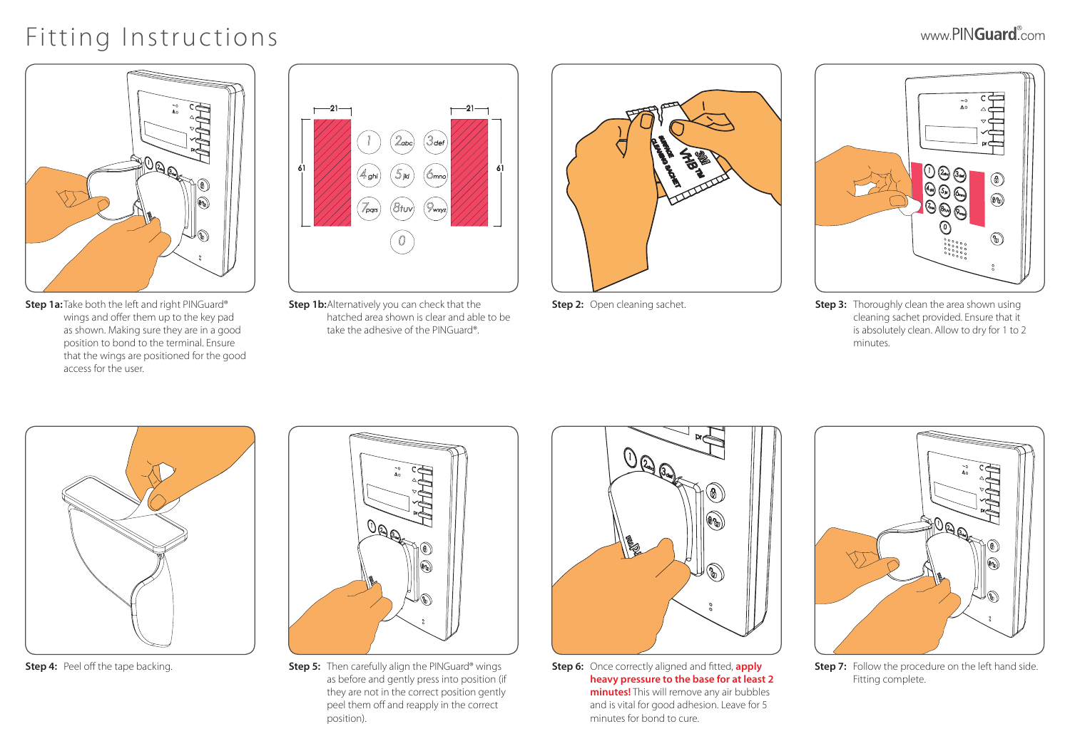# Fitting Instructions

www.PINGuard®.com

**Step 1a:** Take both the left and right PINGuard® wings and offer them up to the key pad as shown. Making sure they are in a good position to bond to the terminal. Ensure that the wings are positioned for the good access for the user.

21
21
61
61

**Step 1b:** Alternatively you can check that the hatched area shown is clear and able to be take the adhesive of the PINGuard®.

**Step 2:** Open cleaning sachet.

**Step 3:** Thoroughly clean the area shown using cleaning sachet provided. Ensure that it is absolutely clean. Allow to dry for 1 to 2 minutes.

**Step 4:** Peel off the tape backing.

**Step 5:** Then carefully align the PINGuard® wings as before and gently press into position (if they are not in the correct position gently peel them off and reapply in the correct position).

**Step 6:** Once correctly aligned and fitted, **apply heavy pressure to the base for at least 2 minutes!** This will remove any air bubbles and is vital for good adhesion. Leave for 5 minutes for bond to cure.

**Step 7:** Follow the procedure on the left hand side. Fitting complete.